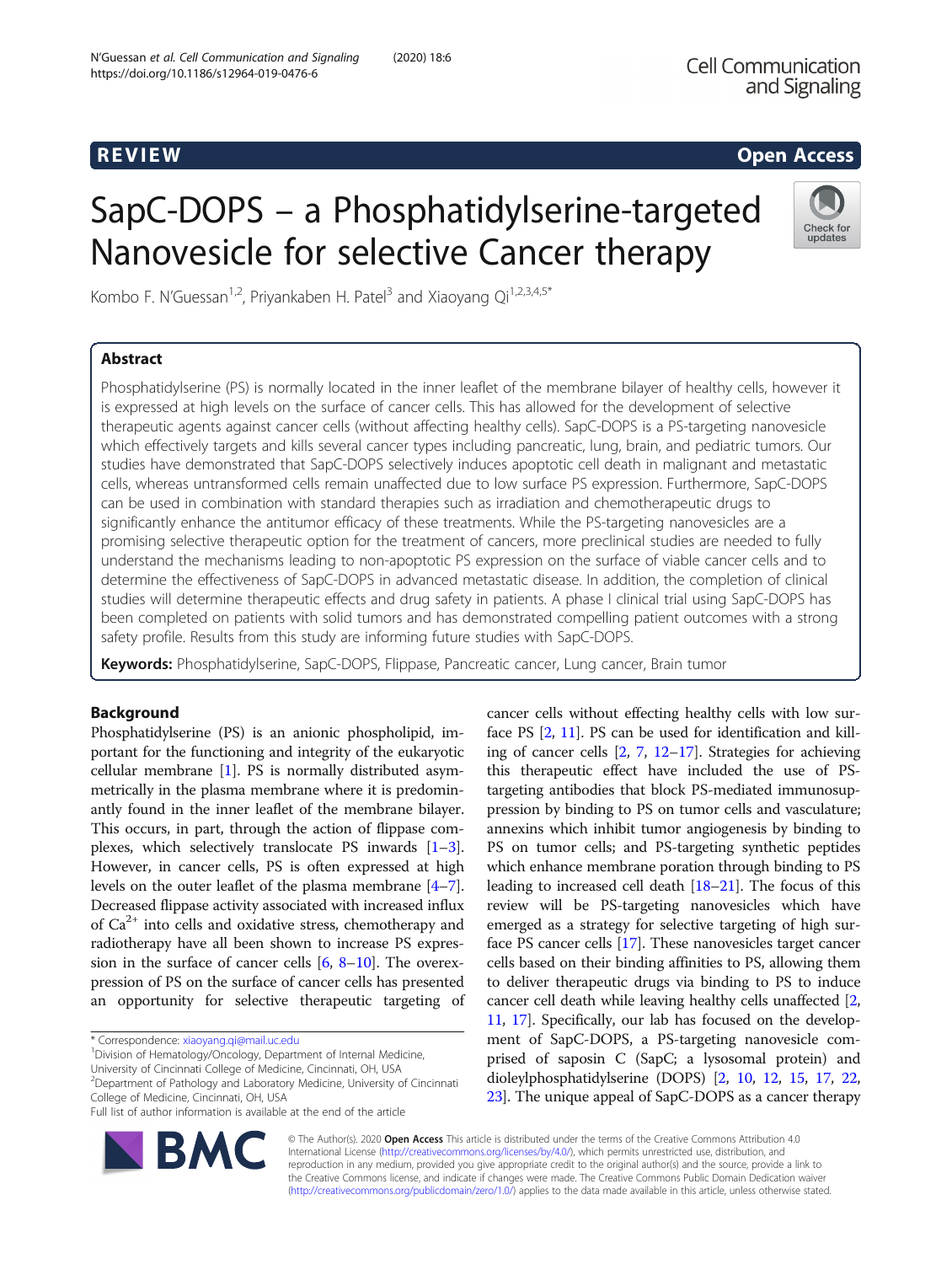REVIEW

Open Access

# SapC-DOPS – a Phosphatidylserine-targeted Nanovesicle for selective Cancer therapy

Kombo F. N'Guessan[1,2], Priyankaben H. Patel[3] and Xiaoyang Qi[1,2,3,4,5*]

## Abstract

Phosphatidylserine (PS) is normally located in the inner leaflet of the membrane bilayer of healthy cells, however it is expressed at high levels on the surface of cancer cells. This has allowed for the development of selective therapeutic agents against cancer cells (without affecting healthy cells). SapC-DOPS is a PS-targeting nanovesicle which effectively targets and kills several cancer types including pancreatic, lung, brain, and pediatric tumors. Our studies have demonstrated that SapC-DOPS selectively induces apoptotic cell death in malignant and metastatic cells, whereas untransformed cells remain unaffected due to low surface PS expression. Furthermore, SapC-DOPS can be used in combination with standard therapies such as irradiation and chemotherapeutic drugs to significantly enhance the antitumor efficacy of these treatments. While the PS-targeting nanovesicles are a promising selective therapeutic option for the treatment of cancers, more preclinical studies are needed to fully understand the mechanisms leading to non-apoptotic PS expression on the surface of viable cancer cells and to determine the effectiveness of SapC-DOPS in advanced metastatic disease. In addition, the completion of clinical studies will determine therapeutic effects and drug safety in patients. A phase I clinical trial using SapC-DOPS has been completed on patients with solid tumors and has demonstrated compelling patient outcomes with a strong safety profile. Results from this study are informing future studies with SapC-DOPS.

**Keywords:** Phosphatidylserine, SapC-DOPS, Flippase, Pancreatic cancer, Lung cancer, Brain tumor

## Background

Phosphatidylserine (PS) is an anionic phospholipid, important for the functioning and integrity of the eukaryotic cellular membrane [1]. PS is normally distributed asymmetrically in the plasma membrane where it is predominantly found in the inner leaflet of the membrane bilayer. This occurs, in part, through the action of flippase complexes, which selectively translocate PS inwards [1–3]. However, in cancer cells, PS is often expressed at high levels on the outer leaflet of the plasma membrane [4–7]. Decreased flippase activity associated with increased influx of $Ca^{2+}$ into cells and oxidative stress, chemotherapy and radiotherapy have all been shown to increase PS expression in the surface of cancer cells [6, 8–10]. The overexpression of PS on the surface of cancer cells has presented an opportunity for selective therapeutic targeting of cancer cells without effecting healthy cells with low surface PS [2, 11]. PS can be used for identification and killing of cancer cells [2, 7, 12–17]. Strategies for achieving this therapeutic effect have included the use of PS-targeting antibodies that block PS-mediated immunosuppression by binding to PS on tumor cells and vasculature; annexins which inhibit tumor angiogenesis by binding to PS on tumor cells; and PS-targeting synthetic peptides which enhance membrane poration through binding to PS leading to increased cell death [18–21]. The focus of this review will be PS-targeting nanovesicles which have emerged as a strategy for selective targeting of high surface PS cancer cells [17]. These nanovesicles target cancer cells based on their binding affinities to PS, allowing them to deliver therapeutic drugs via binding to PS to induce cancer cell death while leaving healthy cells unaffected [2, 11, 17]. Specifically, our lab has focused on the development of SapC-DOPS, a PS-targeting nanovesicle comprised of saposin C (SapC; a lysosomal protein) and dioleylphosphatidylserine (DOPS) [2, 10, 12, 15, 17, 22, 23]. The unique appeal of SapC-DOPS as a cancer therapy

* Correspondence: xiaoyang.qi@mail.uc.edu
[1]Division of Hematology/Oncology, Department of Internal Medicine, University of Cincinnati College of Medicine, Cincinnati, OH, USA
[2]Department of Pathology and Laboratory Medicine, University of Cincinnati College of Medicine, Cincinnati, OH, USA
Full list of author information is available at the end of the article

© The Author(s). 2020 **Open Access** This article is distributed under the terms of the Creative Commons Attribution 4.0 International License (http://creativecommons.org/licenses/by/4.0/), which permits unrestricted use, distribution, and reproduction in any medium, provided you give appropriate credit to the original author(s) and the source, provide a link to the Creative Commons license, and indicate if changes were made. The Creative Commons Public Domain Dedication waiver (http://creativecommons.org/publicdomain/zero/1.0/) applies to the data made available in this article, unless otherwise stated.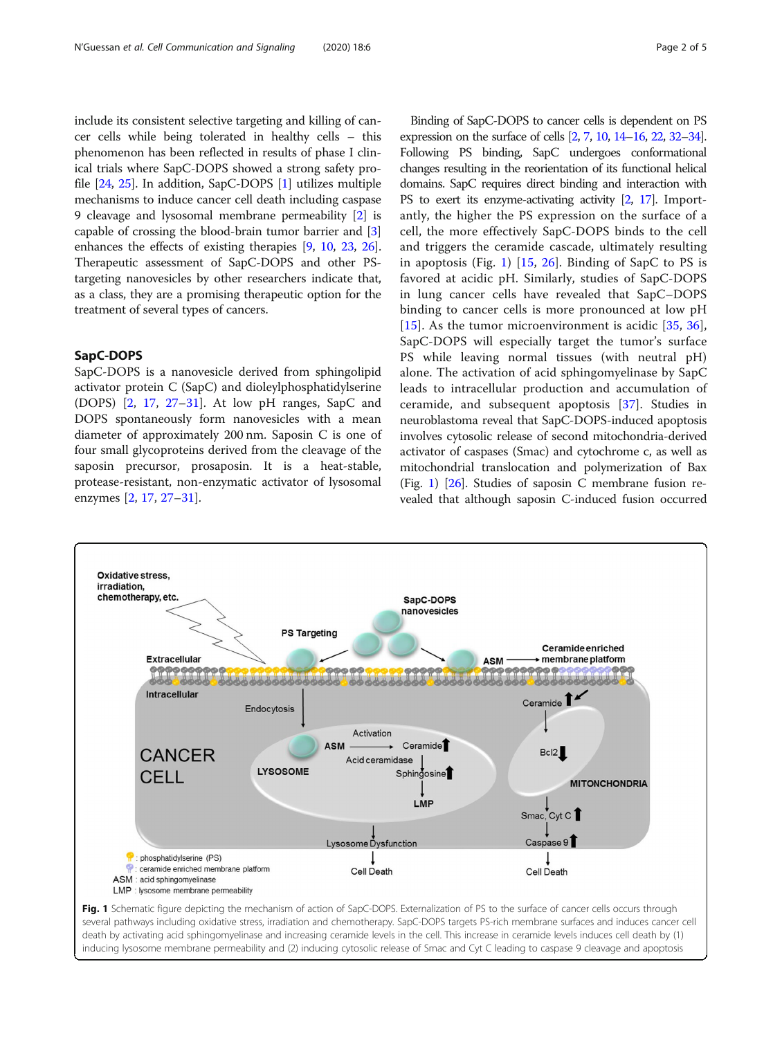include its consistent selective targeting and killing of cancer cells while being tolerated in healthy cells – this phenomenon has been reflected in results of phase I clinical trials where SapC-DOPS showed a strong safety profile [24, 25]. In addition, SapC-DOPS [1] utilizes multiple mechanisms to induce cancer cell death including caspase 9 cleavage and lysosomal membrane permeability [2] is capable of crossing the blood-brain tumor barrier and [3] enhances the effects of existing therapies [9, 10, 23, 26]. Therapeutic assessment of SapC-DOPS and other PS-targeting nanovesicles by other researchers indicate that, as a class, they are a promising therapeutic option for the treatment of several types of cancers.

## SapC-DOPS

SapC-DOPS is a nanovesicle derived from sphingolipid activator protein C (SapC) and dioleylphosphatidylserine (DOPS) [2, 17, 27–31]. At low pH ranges, SapC and DOPS spontaneously form nanovesicles with a mean diameter of approximately 200 nm. Saposin C is one of four small glycoproteins derived from the cleavage of the saposin precursor, prosaposin. It is a heat-stable, protease-resistant, non-enzymatic activator of lysosomal enzymes [2, 17, 27–31].

Binding of SapC-DOPS to cancer cells is dependent on PS expression on the surface of cells [2, 7, 10, 14–16, 22, 32–34]. Following PS binding, SapC undergoes conformational changes resulting in the reorientation of its functional helical domains. SapC requires direct binding and interaction with PS to exert its enzyme-activating activity [2, 17]. Importantly, the higher the PS expression on the surface of a cell, the more effectively SapC-DOPS binds to the cell and triggers the ceramide cascade, ultimately resulting in apoptosis (Fig. 1) [15, 26]. Binding of SapC to PS is favored at acidic pH. Similarly, studies of SapC-DOPS in lung cancer cells have revealed that SapC–DOPS binding to cancer cells is more pronounced at low pH [15]. As the tumor microenvironment is acidic [35, 36], SapC-DOPS will especially target the tumor's surface PS while leaving normal tissues (with neutral pH) alone. The activation of acid sphingomyelinase by SapC leads to intracellular production and accumulation of ceramide, and subsequent apoptosis [37]. Studies in neuroblastoma reveal that SapC-DOPS-induced apoptosis involves cytosolic release of second mitochondria-derived activator of caspases (Smac) and cytochrome c, as well as mitochondrial translocation and polymerization of Bax (Fig. 1) [26]. Studies of saposin C membrane fusion revealed that although saposin C-induced fusion occurred

**Fig. 1** Schematic figure depicting the mechanism of action of SapC-DOPS. Externalization of PS to the surface of cancer cells occurs through several pathways including oxidative stress, irradiation and chemotherapy. SapC-DOPS targets PS-rich membrane surfaces and induces cancer cell death by activating acid sphingomyelinase and increasing ceramide levels in the cell. This increase in ceramide levels induces cell death by (1) inducing lysosome membrane permeability and (2) inducing cytosolic release of Smac and Cyt C leading to caspase 9 cleavage and apoptosis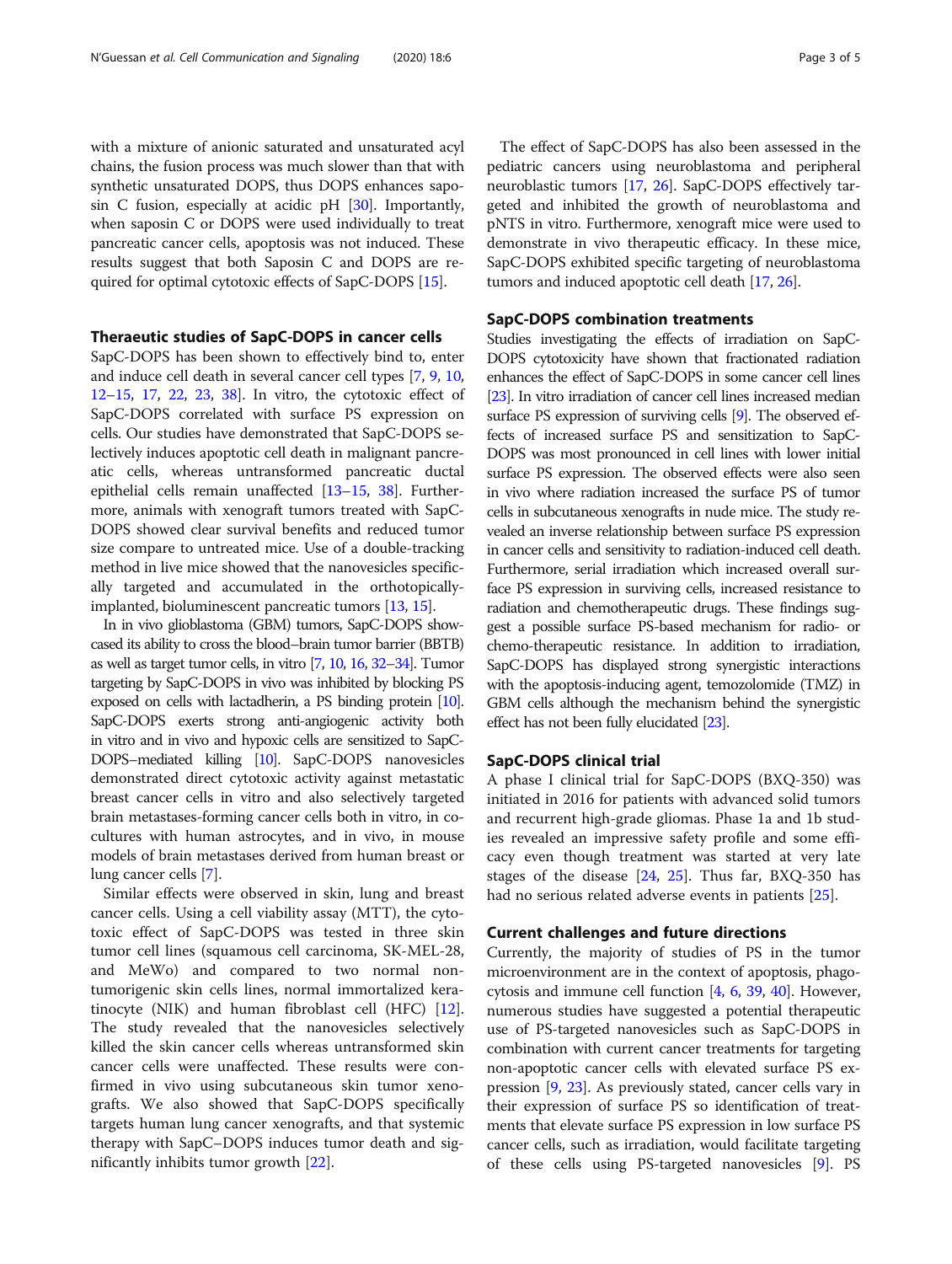with a mixture of anionic saturated and unsaturated acyl chains, the fusion process was much slower than that with synthetic unsaturated DOPS, thus DOPS enhances saposin C fusion, especially at acidic pH [30]. Importantly, when saposin C or DOPS were used individually to treat pancreatic cancer cells, apoptosis was not induced. These results suggest that both Saposin C and DOPS are required for optimal cytotoxic effects of SapC-DOPS [15].

## Theraeutic studies of SapC-DOPS in cancer cells

SapC-DOPS has been shown to effectively bind to, enter and induce cell death in several cancer cell types [7, 9, 10, 12–15, 17, 22, 23, 38]. In vitro, the cytotoxic effect of SapC-DOPS correlated with surface PS expression on cells. Our studies have demonstrated that SapC-DOPS selectively induces apoptotic cell death in malignant pancreatic cells, whereas untransformed pancreatic ductal epithelial cells remain unaffected [13–15, 38]. Furthermore, animals with xenograft tumors treated with SapC-DOPS showed clear survival benefits and reduced tumor size compare to untreated mice. Use of a double-tracking method in live mice showed that the nanovesicles specifically targeted and accumulated in the orthotopically-implanted, bioluminescent pancreatic tumors [13, 15].

In in vivo glioblastoma (GBM) tumors, SapC-DOPS showcased its ability to cross the blood–brain tumor barrier (BBTB) as well as target tumor cells, in vitro [7, 10, 16, 32–34]. Tumor targeting by SapC-DOPS in vivo was inhibited by blocking PS exposed on cells with lactadherin, a PS binding protein [10]. SapC-DOPS exerts strong anti-angiogenic activity both in vitro and in vivo and hypoxic cells are sensitized to SapC-DOPS–mediated killing [10]. SapC-DOPS nanovesicles demonstrated direct cytotoxic activity against metastatic breast cancer cells in vitro and also selectively targeted brain metastases-forming cancer cells both in vitro, in co-cultures with human astrocytes, and in vivo, in mouse models of brain metastases derived from human breast or lung cancer cells [7].

Similar effects were observed in skin, lung and breast cancer cells. Using a cell viability assay (MTT), the cytotoxic effect of SapC-DOPS was tested in three skin tumor cell lines (squamous cell carcinoma, SK-MEL-28, and MeWo) and compared to two normal non-tumorigenic skin cells lines, normal immortalized keratinocyte (NIK) and human fibroblast cell (HFC) [12]. The study revealed that the nanovesicles selectively killed the skin cancer cells whereas untransformed skin cancer cells were unaffected. These results were confirmed in vivo using subcutaneous skin tumor xenografts. We also showed that SapC-DOPS specifically targets human lung cancer xenografts, and that systemic therapy with SapC–DOPS induces tumor death and significantly inhibits tumor growth [22].

The effect of SapC-DOPS has also been assessed in the pediatric cancers using neuroblastoma and peripheral neuroblastic tumors [17, 26]. SapC-DOPS effectively targeted and inhibited the growth of neuroblastoma and pNTS in vitro. Furthermore, xenograft mice were used to demonstrate in vivo therapeutic efficacy. In these mice, SapC-DOPS exhibited specific targeting of neuroblastoma tumors and induced apoptotic cell death [17, 26].

## SapC-DOPS combination treatments

Studies investigating the effects of irradiation on SapC-DOPS cytotoxicity have shown that fractionated radiation enhances the effect of SapC-DOPS in some cancer cell lines [23]. In vitro irradiation of cancer cell lines increased median surface PS expression of surviving cells [9]. The observed effects of increased surface PS and sensitization to SapC-DOPS was most pronounced in cell lines with lower initial surface PS expression. The observed effects were also seen in vivo where radiation increased the surface PS of tumor cells in subcutaneous xenografts in nude mice. The study revealed an inverse relationship between surface PS expression in cancer cells and sensitivity to radiation-induced cell death. Furthermore, serial irradiation which increased overall surface PS expression in surviving cells, increased resistance to radiation and chemotherapeutic drugs. These findings suggest a possible surface PS-based mechanism for radio- or chemo-therapeutic resistance. In addition to irradiation, SapC-DOPS has displayed strong synergistic interactions with the apoptosis-inducing agent, temozolomide (TMZ) in GBM cells although the mechanism behind the synergistic effect has not been fully elucidated [23].

## SapC-DOPS clinical trial

A phase I clinical trial for SapC-DOPS (BXQ-350) was initiated in 2016 for patients with advanced solid tumors and recurrent high-grade gliomas. Phase 1a and 1b studies revealed an impressive safety profile and some efficacy even though treatment was started at very late stages of the disease [24, 25]. Thus far, BXQ-350 has had no serious related adverse events in patients [25].

## Current challenges and future directions

Currently, the majority of studies of PS in the tumor microenvironment are in the context of apoptosis, phagocytosis and immune cell function [4, 6, 39, 40]. However, numerous studies have suggested a potential therapeutic use of PS-targeted nanovesicles such as SapC-DOPS in combination with current cancer treatments for targeting non-apoptotic cancer cells with elevated surface PS expression [9, 23]. As previously stated, cancer cells vary in their expression of surface PS so identification of treatments that elevate surface PS expression in low surface PS cancer cells, such as irradiation, would facilitate targeting of these cells using PS-targeted nanovesicles [9]. PS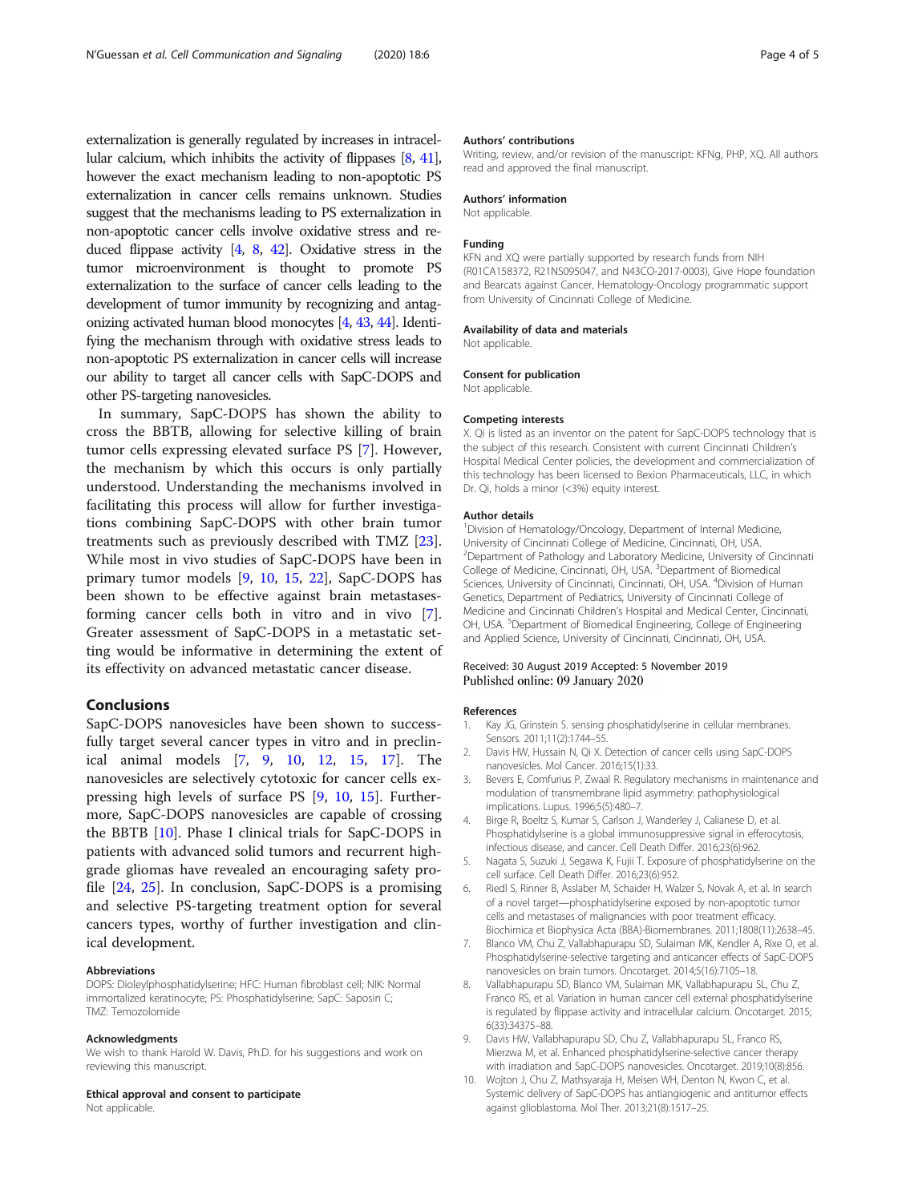externalization is generally regulated by increases in intracellular calcium, which inhibits the activity of flippases [8, 41], however the exact mechanism leading to non-apoptotic PS externalization in cancer cells remains unknown. Studies suggest that the mechanisms leading to PS externalization in non-apoptotic cancer cells involve oxidative stress and reduced flippase activity [4, 8, 42]. Oxidative stress in the tumor microenvironment is thought to promote PS externalization to the surface of cancer cells leading to the development of tumor immunity by recognizing and antagonizing activated human blood monocytes [4, 43, 44]. Identifying the mechanism through with oxidative stress leads to non-apoptotic PS externalization in cancer cells will increase our ability to target all cancer cells with SapC-DOPS and other PS-targeting nanovesicles.

In summary, SapC-DOPS has shown the ability to cross the BBTB, allowing for selective killing of brain tumor cells expressing elevated surface PS [7]. However, the mechanism by which this occurs is only partially understood. Understanding the mechanisms involved in facilitating this process will allow for further investigations combining SapC-DOPS with other brain tumor treatments such as previously described with TMZ [23]. While most in vivo studies of SapC-DOPS have been in primary tumor models [9, 10, 15, 22], SapC-DOPS has been shown to be effective against brain metastases-forming cancer cells both in vitro and in vivo [7]. Greater assessment of SapC-DOPS in a metastatic setting would be informative in determining the extent of its effectivity on advanced metastatic cancer disease.

## Conclusions

SapC-DOPS nanovesicles have been shown to successfully target several cancer types in vitro and in preclinical animal models [7, 9, 10, 12, 15, 17]. The nanovesicles are selectively cytotoxic for cancer cells expressing high levels of surface PS [9, 10, 15]. Furthermore, SapC-DOPS nanovesicles are capable of crossing the BBTB [10]. Phase I clinical trials for SapC-DOPS in patients with advanced solid tumors and recurrent high-grade gliomas have revealed an encouraging safety profile [24, 25]. In conclusion, SapC-DOPS is a promising and selective PS-targeting treatment option for several cancers types, worthy of further investigation and clinical development.

#### Abbreviations

DOPS: Dioleylphosphatidylserine; HFC: Human fibroblast cell; NIK: Normal immortalized keratinocyte; PS: Phosphatidylserine; SapC: Saposin C; TMZ: Temozolomide

#### Acknowledgments

We wish to thank Harold W. Davis, Ph.D. for his suggestions and work on reviewing this manuscript.

#### Ethical approval and consent to participate

Not applicable.

#### Authors' contributions

Writing, review, and/or revision of the manuscript: KFNg, PHP, XQ. All authors read and approved the final manuscript.

#### Authors' information

Not applicable.

#### Funding

KFN and XQ were partially supported by research funds from NIH (R01CA158372, R21NS095047, and N43CO-2017-0003), Give Hope foundation and Bearcats against Cancer, Hematology-Oncology programmatic support from University of Cincinnati College of Medicine.

#### Availability of data and materials

Not applicable.

#### Consent for publication

Not applicable.

#### Competing interests

X. Qi is listed as an inventor on the patent for SapC-DOPS technology that is the subject of this research. Consistent with current Cincinnati Children's Hospital Medical Center policies, the development and commercialization of this technology has been licensed to Bexion Pharmaceuticals, LLC, in which Dr. Qi, holds a minor (<3%) equity interest.

#### Author details

[1]Division of Hematology/Oncology, Department of Internal Medicine, University of Cincinnati College of Medicine, Cincinnati, OH, USA. [2]Department of Pathology and Laboratory Medicine, University of Cincinnati College of Medicine, Cincinnati, OH, USA. [3]Department of Biomedical Sciences, University of Cincinnati, Cincinnati, OH, USA. [4]Division of Human Genetics, Department of Pediatrics, University of Cincinnati College of Medicine and Cincinnati Children's Hospital and Medical Center, Cincinnati, OH, USA. [5]Department of Biomedical Engineering, College of Engineering and Applied Science, University of Cincinnati, Cincinnati, OH, USA.

Received: 30 August 2019 Accepted: 5 November 2019
Published online: 09 January 2020

#### References

1. Kay JG, Grinstein S. sensing phosphatidylserine in cellular membranes. Sensors. 2011;11(2):1744–55.
2. Davis HW, Hussain N, Qi X. Detection of cancer cells using SapC-DOPS nanovesicles. Mol Cancer. 2016;15(1):33.
3. Bevers E, Comfurius P, Zwaal R. Regulatory mechanisms in maintenance and modulation of transmembrane lipid asymmetry: pathophysiological implications. Lupus. 1996;5(5):480–7.
4. Birge R, Boeltz S, Kumar S, Carlson J, Wanderley J, Calianese D, et al. Phosphatidylserine is a global immunosuppressive signal in efferocytosis, infectious disease, and cancer. Cell Death Differ. 2016;23(6):962.
5. Nagata S, Suzuki J, Segawa K, Fujii T. Exposure of phosphatidylserine on the cell surface. Cell Death Differ. 2016;23(6):952.
6. Riedl S, Rinner B, Asslaber M, Schaider H, Walzer S, Novak A, et al. In search of a novel target—phosphatidylserine exposed by non-apoptotic tumor cells and metastases of malignancies with poor treatment efficacy. Biochimica et Biophysica Acta (BBA)-Biomembranes. 2011;1808(11):2638–45.
7. Blanco VM, Chu Z, Vallabhapurapu SD, Sulaiman MK, Kendler A, Rixe O, et al. Phosphatidylserine-selective targeting and anticancer effects of SapC-DOPS nanovesicles on brain tumors. Oncotarget. 2014;5(16):7105–18.
8. Vallabhapurapu SD, Blanco VM, Sulaiman MK, Vallabhapurapu SL, Chu Z, Franco RS, et al. Variation in human cancer cell external phosphatidylserine is regulated by flippase activity and intracellular calcium. Oncotarget. 2015;6(33):34375–88.
9. Davis HW, Vallabhapurapu SD, Chu Z, Vallabhapurapu SL, Franco RS, Mierzwa M, et al. Enhanced phosphatidylserine-selective cancer therapy with irradiation and SapC-DOPS nanovesicles. Oncotarget. 2019;10(8):856.
10. Wojton J, Chu Z, Mathsyaraja H, Meisen WH, Denton N, Kwon C, et al. Systemic delivery of SapC-DOPS has antiangiogenic and antitumor effects against glioblastoma. Mol Ther. 2013;21(8):1517–25.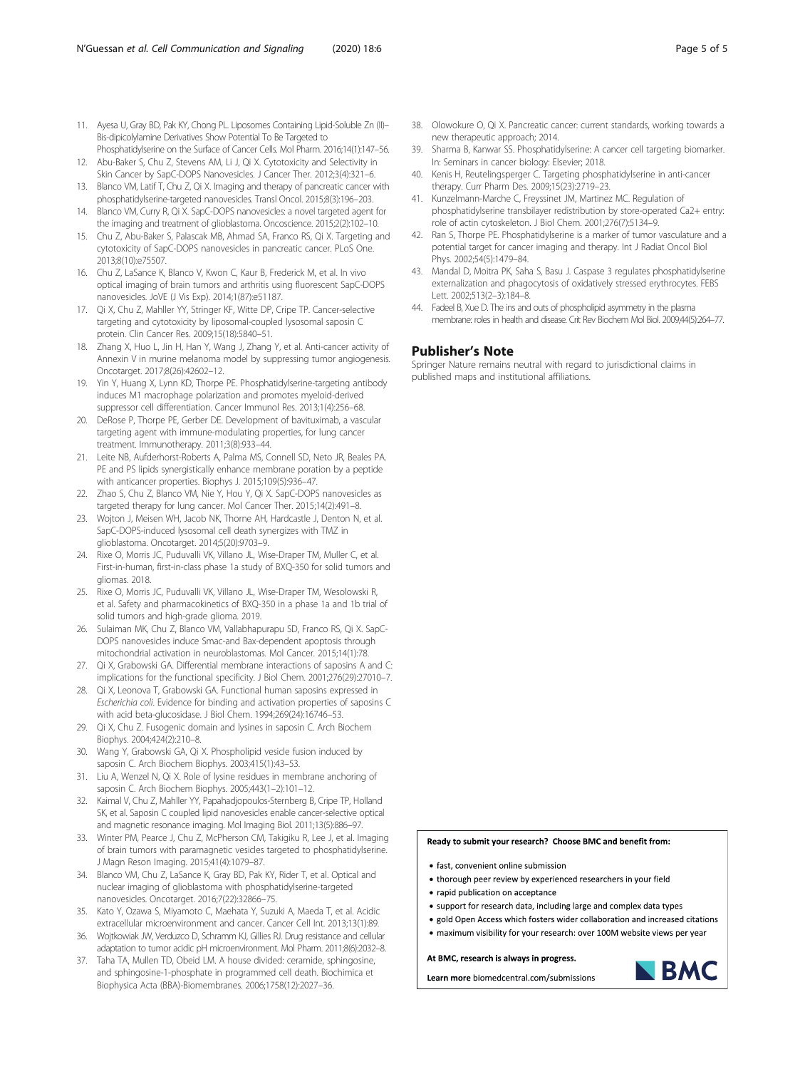11. Ayesa U, Gray BD, Pak KY, Chong PL. Liposomes Containing Lipid-Soluble Zn (II)–Bis-dipicolylamine Derivatives Show Potential To Be Targeted to Phosphatidylserine on the Surface of Cancer Cells. Mol Pharm. 2016;14(1):147–56.
12. Abu-Baker S, Chu Z, Stevens AM, Li J, Qi X. Cytotoxicity and Selectivity in Skin Cancer by SapC-DOPS Nanovesicles. J Cancer Ther. 2012;3(4):321–6.
13. Blanco VM, Latif T, Chu Z, Qi X. Imaging and therapy of pancreatic cancer with phosphatidylserine-targeted nanovesicles. Transl Oncol. 2015;8(3):196–203.
14. Blanco VM, Curry R, Qi X. SapC-DOPS nanovesicles: a novel targeted agent for the imaging and treatment of glioblastoma. Oncoscience. 2015;2(2):102–10.
15. Chu Z, Abu-Baker S, Palascak MB, Ahmad SA, Franco RS, Qi X. Targeting and cytotoxicity of SapC-DOPS nanovesicles in pancreatic cancer. PLoS One. 2013;8(10):e75507.
16. Chu Z, LaSance K, Blanco V, Kwon C, Kaur B, Frederick M, et al. In vivo optical imaging of brain tumors and arthritis using fluorescent SapC-DOPS nanovesicles. JoVE (J Vis Exp). 2014;1(87):e51187.
17. Qi X, Chu Z, Mahller YY, Stringer KF, Witte DP, Cripe TP. Cancer-selective targeting and cytotoxicity by liposomal-coupled lysosomal saposin C protein. Clin Cancer Res. 2009;15(18):5840–51.
18. Zhang X, Huo L, Jin H, Han Y, Wang J, Zhang Y, et al. Anti-cancer activity of Annexin V in murine melanoma model by suppressing tumor angiogenesis. Oncotarget. 2017;8(26):42602–12.
19. Yin Y, Huang X, Lynn KD, Thorpe PE. Phosphatidylserine-targeting antibody induces M1 macrophage polarization and promotes myeloid-derived suppressor cell differentiation. Cancer Immunol Res. 2013;1(4):256–68.
20. DeRose P, Thorpe PE, Gerber DE. Development of bavituximab, a vascular targeting agent with immune-modulating properties, for lung cancer treatment. Immunotherapy. 2011;3(8):933–44.
21. Leite NB, Aufderhorst-Roberts A, Palma MS, Connell SD, Neto JR, Beales PA. PE and PS lipids synergistically enhance membrane poration by a peptide with anticancer properties. Biophys J. 2015;109(5):936–47.
22. Zhao S, Chu Z, Blanco VM, Nie Y, Hou Y, Qi X. SapC-DOPS nanovesicles as targeted therapy for lung cancer. Mol Cancer Ther. 2015;14(2):491–8.
23. Wojton J, Meisen WH, Jacob NK, Thorne AH, Hardcastle J, Denton N, et al. SapC-DOPS-induced lysosomal cell death synergizes with TMZ in glioblastoma. Oncotarget. 2014;5(20):9703–9.
24. Rixe O, Morris JC, Puduvalli VK, Villano JL, Wise-Draper TM, Muller C, et al. First-in-human, first-in-class phase 1a study of BXQ-350 for solid tumors and gliomas. 2018.
25. Rixe O, Morris JC, Puduvalli VK, Villano JL, Wise-Draper TM, Wesolowski R, et al. Safety and pharmacokinetics of BXQ-350 in a phase 1a and 1b trial of solid tumors and high-grade glioma. 2019.
26. Sulaiman MK, Chu Z, Blanco VM, Vallabhapurapu SD, Franco RS, Qi X. SapC-DOPS nanovesicles induce Smac-and Bax-dependent apoptosis through mitochondrial activation in neuroblastomas. Mol Cancer. 2015;14(1):78.
27. Qi X, Grabowski GA. Differential membrane interactions of saposins A and C: implications for the functional specificity. J Biol Chem. 2001;276(29):27010–7.
28. Qi X, Leonova T, Grabowski GA. Functional human saposins expressed in *Escherichia coli*. Evidence for binding and activation properties of saposins C with acid beta-glucosidase. J Biol Chem. 1994;269(24):16746–53.
29. Qi X, Chu Z. Fusogenic domain and lysines in saposin C. Arch Biochem Biophys. 2004;424(2):210–8.
30. Wang Y, Grabowski GA, Qi X. Phospholipid vesicle fusion induced by saposin C. Arch Biochem Biophys. 2003;415(1):43–53.
31. Liu A, Wenzel N, Qi X. Role of lysine residues in membrane anchoring of saposin C. Arch Biochem Biophys. 2005;443(1–2):101–12.
32. Kaimal V, Chu Z, Mahller YY, Papahadjopoulos-Sternberg B, Cripe TP, Holland SK, et al. Saposin C coupled lipid nanovesicles enable cancer-selective optical and magnetic resonance imaging. Mol Imaging Biol. 2011;13(5):886–97.
33. Winter PM, Pearce J, Chu Z, McPherson CM, Takigiku R, Lee J, et al. Imaging of brain tumors with paramagnetic vesicles targeted to phosphatidylserine. J Magn Reson Imaging. 2015;41(4):1079–87.
34. Blanco VM, Chu Z, LaSance K, Gray BD, Pak KY, Rider T, et al. Optical and nuclear imaging of glioblastoma with phosphatidylserine-targeted nanovesicles. Oncotarget. 2016;7(22):32866–75.
35. Kato Y, Ozawa S, Miyamoto C, Maehata Y, Suzuki A, Maeda T, et al. Acidic extracellular microenvironment and cancer. Cancer Cell Int. 2013;13(1):89.
36. Wojtkowiak JW, Verduzco D, Schramm KJ, Gillies RJ. Drug resistance and cellular adaptation to tumor acidic pH microenvironment. Mol Pharm. 2011;8(6):2032–8.
37. Taha TA, Mullen TD, Obeid LM. A house divided: ceramide, sphingosine, and sphingosine-1-phosphate in programmed cell death. Biochimica et Biophysica Acta (BBA)-Biomembranes. 2006;1758(12):2027–36.
38. Olowokure O, Qi X. Pancreatic cancer: current standards, working towards a new therapeutic approach; 2014.
39. Sharma B, Kanwar SS. Phosphatidylserine: A cancer cell targeting biomarker. In: Seminars in cancer biology: Elsevier; 2018.
40. Kenis H, Reutelingsperger C. Targeting phosphatidylserine in anti-cancer therapy. Curr Pharm Des. 2009;15(23):2719–23.
41. Kunzelmann-Marche C, Freyssinet JM, Martinez MC. Regulation of phosphatidylserine transbilayer redistribution by store-operated Ca2+ entry: role of actin cytoskeleton. J Biol Chem. 2001;276(7):5134–9.
42. Ran S, Thorpe PE. Phosphatidylserine is a marker of tumor vasculature and a potential target for cancer imaging and therapy. Int J Radiat Oncol Biol Phys. 2002;54(5):1479–84.
43. Mandal D, Moitra PK, Saha S, Basu J. Caspase 3 regulates phosphatidylserine externalization and phagocytosis of oxidatively stressed erythrocytes. FEBS Lett. 2002;513(2–3):184–8.
44. Fadeel B, Xue D. The ins and outs of phospholipid asymmetry in the plasma membrane: roles in health and disease. Crit Rev Biochem Mol Biol. 2009;44(5):264–77.

## Publisher's Note

Springer Nature remains neutral with regard to jurisdictional claims in published maps and institutional affiliations.

**Ready to submit your research? Choose BMC and benefit from:**

- fast, convenient online submission
- thorough peer review by experienced researchers in your field
- rapid publication on acceptance
- support for research data, including large and complex data types
- gold Open Access which fosters wider collaboration and increased citations
- maximum visibility for your research: over 100M website views per year

**At BMC, research is always in progress.**

**Learn more** biomedcentral.com/submissions

BMC